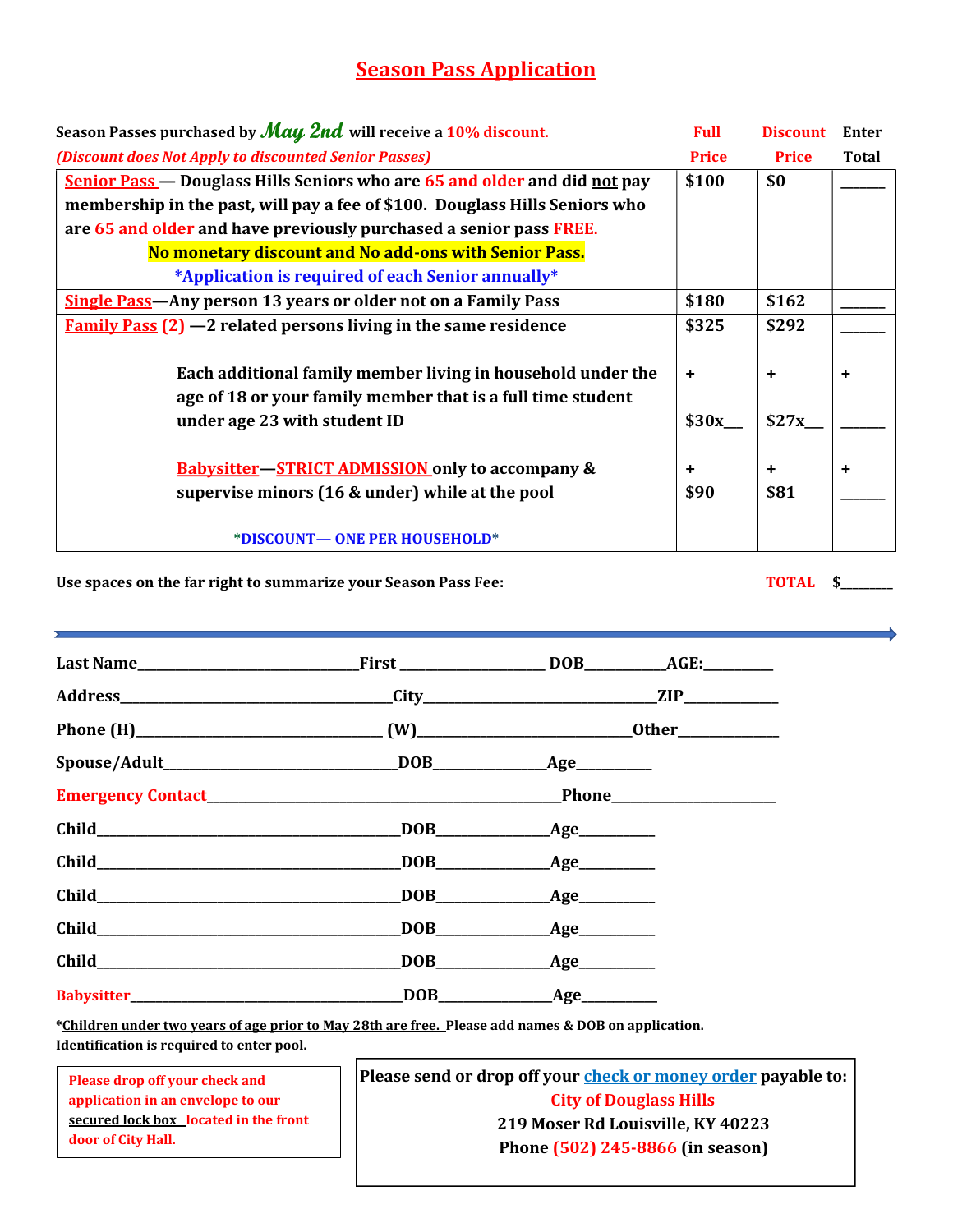# Season Pass Application

| Season Passes purchased by ***May 2nd*** will receive a **10% discount.** *(Discount does Not Apply to discounted Senior Passes)* | Full Price | Discount Price | Enter Total |
|---|---|---|---|
| **Senior Pass** — Douglass Hills Seniors who are 65 and older and did not pay membership in the past, will pay a fee of $100. Douglass Hills Seniors who are 65 and older and have previously purchased a senior pass FREE. **No monetary discount and No add-ons with Senior Pass.** *Application is required of each Senior annually* | $100 | $0 | ______ |
| **Single Pass**—Any person 13 years or older not on a Family Pass | $180 | $162 | ______ |
| **Family Pass (2)** —2 related persons living in the same residence | $325 | $292 | ______ |
| Each additional family member living in household under the age of 18 or your family member that is a full time student under age 23 with student ID | + $30x__ | + $27x__ | + ______ |
| **Babysitter**—**STRICT ADMISSION** only to accompany & supervise minors (16 & under) while at the pool | + $90 | + $81 | + ______ |
| *DISCOUNT— ONE PER HOUSEHOLD* | | | |

Use spaces on the far right to summarize your Season Pass Fee: **TOTAL** $________

---

Last Name______________________________ First ____________________ DOB___________ AGE:_________

Address_____________________________________ City_______________________________ ZIP_____________

Phone (H)_________________________________ (W)___________________________ Other_____________

Spouse/Adult________________________________ DOB_______________ Age__________

Emergency Contact_________________________________________________ Phone______________________

Child__________________________________________ DOB_______________ Age__________

Child__________________________________________ DOB_______________ Age__________

Child__________________________________________ DOB_______________ Age__________

Child__________________________________________ DOB_______________ Age__________

Child__________________________________________ DOB_______________ Age__________

Babysitter_____________________________________ DOB_______________ Age__________

*Children under two years of age prior to May 28th are free. Please add names & DOB on application. Identification is required to enter pool.

Please drop off your check and application in an envelope to our secured lock box located in the front door of City Hall.

Please send or drop off your check or money order payable to:
City of Douglass Hills
219 Moser Rd Louisville, KY 40223
Phone (502) 245-8866 (in season)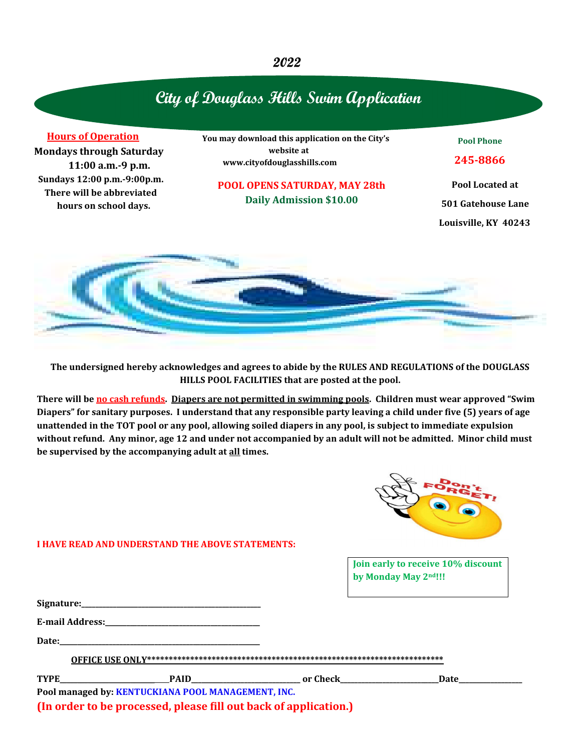*2022*

# City of Douglass Hills Swim Application

**Hours of Operation**

**Mondays through Saturday 11:00 a.m.-9 p.m.**

**Sundays 12:00 p.m.-9:00p.m.**

**There will be abbreviated hours on school days.**

**You may download this application on the City's website at www.cityofdouglasshills.com**

**POOL OPENS SATURDAY, MAY 28th**

**Daily Admission $10.00**

**Pool Phone**

**245-8866**

**Pool Located at**

**501 Gatehouse Lane**

**Louisville, KY 40243**

**The undersigned hereby acknowledges and agrees to abide by the RULES AND REGULATIONS of the DOUGLASS HILLS POOL FACILITIES that are posted at the pool.**

**There will be no cash refunds. Diapers are not permitted in swimming pools. Children must wear approved "Swim Diapers" for sanitary purposes. I understand that any responsible party leaving a child under five (5) years of age unattended in the TOT pool or any pool, allowing soiled diapers in any pool, is subject to immediate expulsion without refund. Any minor, age 12 and under not accompanied by an adult will not be admitted. Minor child must be supervised by the accompanying adult at all times.**

Don't FORGET!

**I HAVE READ AND UNDERSTAND THE ABOVE STATEMENTS:**

**Join early to receive 10% discount by Monday May 2nd!!!**

**Signature:**______________________________________________

**E-mail Address:**_________________________________________

**Date:**___________________________________________________

**OFFICE USE ONLY*****************************************************************************

**TYPE**__________________________**PAID**__________________________ **or Check**________________________**Date**_______________

**Pool managed by: KENTUCKIANA POOL MANAGEMENT, INC.**

**(In order to be processed, please fill out back of application.)**